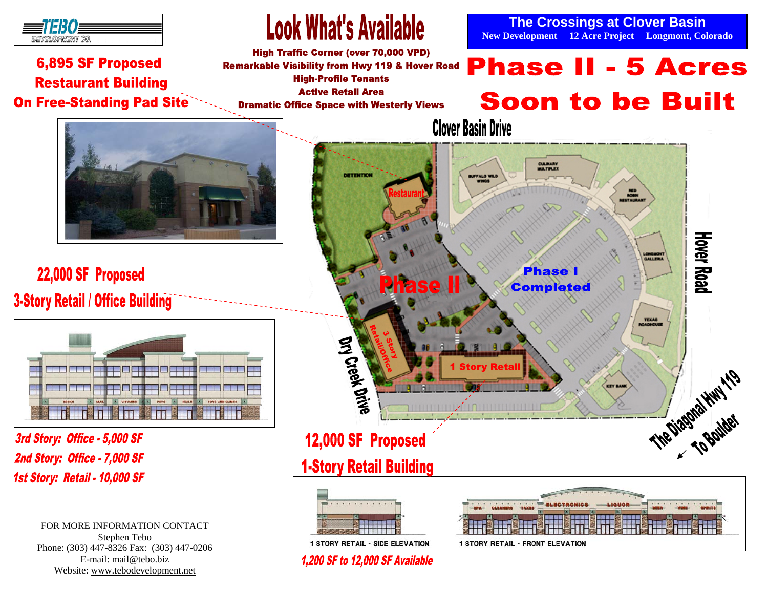TEBO DEVELOPMENT CO.

# Look What's Available

**High Traffic Corner (over 70,000 VPD)**
**Remarkable Visibility from Hwy 119 & Hover Road**
**High-Profile Tenants**
**Active Retail Area**
**Dramatic Office Space with Westerly Views**

**The Crossings at Clover Basin**
New Development 12 Acre Project Longmont, Colorado

# Phase II - 5 Acres
# Soon to be Built

## 6,895 SF Proposed Restaurant Building On Free-Standing Pad Site

## 22,000 SF Proposed 3-Story Retail / Office Building

*3rd Story: Office - 5,000 SF*
*2nd Story: Office - 7,000 SF*
*1st Story: Retail - 10,000 SF*

## 12,000 SF Proposed 1-Story Retail Building

1 STORY RETAIL - SIDE ELEVATION
1 STORY RETAIL - FRONT ELEVATION

*1,200 SF to 12,000 SF Available*

Clover Basin Drive
Hover Road
Dry Creek Drive
The Diagonal Hwy 119 ↙ To Boulder

Phase II
Phase I Completed
Detention
Restaurant
3 Story Retail/Office
1 Story Retail
Buffalo Wild Wings
Culinary Multiplex
Red Robin Restaurant
Longmont Galleria
Texas Roadhouse
Key Bank

FOR MORE INFORMATION CONTACT
Stephen Tebo
Phone: (303) 447-8326 Fax: (303) 447-0206
E-mail: mail@tebo.biz
Website: www.tebodevelopment.net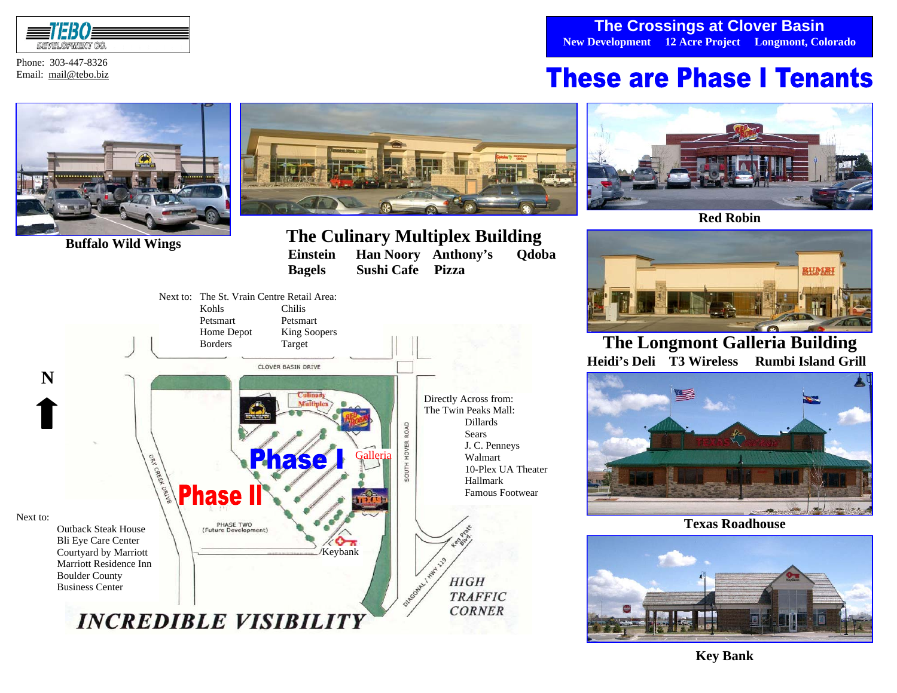TEBO DEVELOPMENT CO.

Phone: 303-447-8326
Email: mail@tebo.biz

**The Crossings at Clover Basin**
**New Development 12 Acre Project Longmont, Colorado**

# These are Phase I Tenants

**Buffalo Wild Wings**

## The Culinary Multiplex Building

**Einstein Bagels Han Noory Sushi Cafe Anthony's Pizza Qdoba**

**Red Robin**

## The Longmont Galleria Building

**Heidi's Deli T3 Wireless Rumbi Island Grill**

**Texas Roadhouse**

**Key Bank**

Next to: The St. Vrain Centre Retail Area:

- Kohls
- Petsmart
- Home Depot
- Borders
- Chilis
- Petsmart
- King Soopers
- Target

N

CLOVER BASIN DRIVE

Culinary Multiplex

Phase I

Galleria

Phase II

PHASE TWO (Future Development)

Keybank

DRY CREEK DRIVE

SOUTH HOVER ROAD

DIAGONAL / HWY 119

Ken Pratt Blvd.

Directly Across from: The Twin Peaks Mall:

- Dillards
- Sears
- J. C. Penneys
- Walmart
- 10-Plex UA Theater
- Hallmark
- Famous Footwear

Next to:

- Outback Steak House
- Bli Eye Care Center
- Courtyard by Marriott
- Marriott Residence Inn
- Boulder County Business Center

*HIGH TRAFFIC CORNER*

*INCREDIBLE VISIBILITY*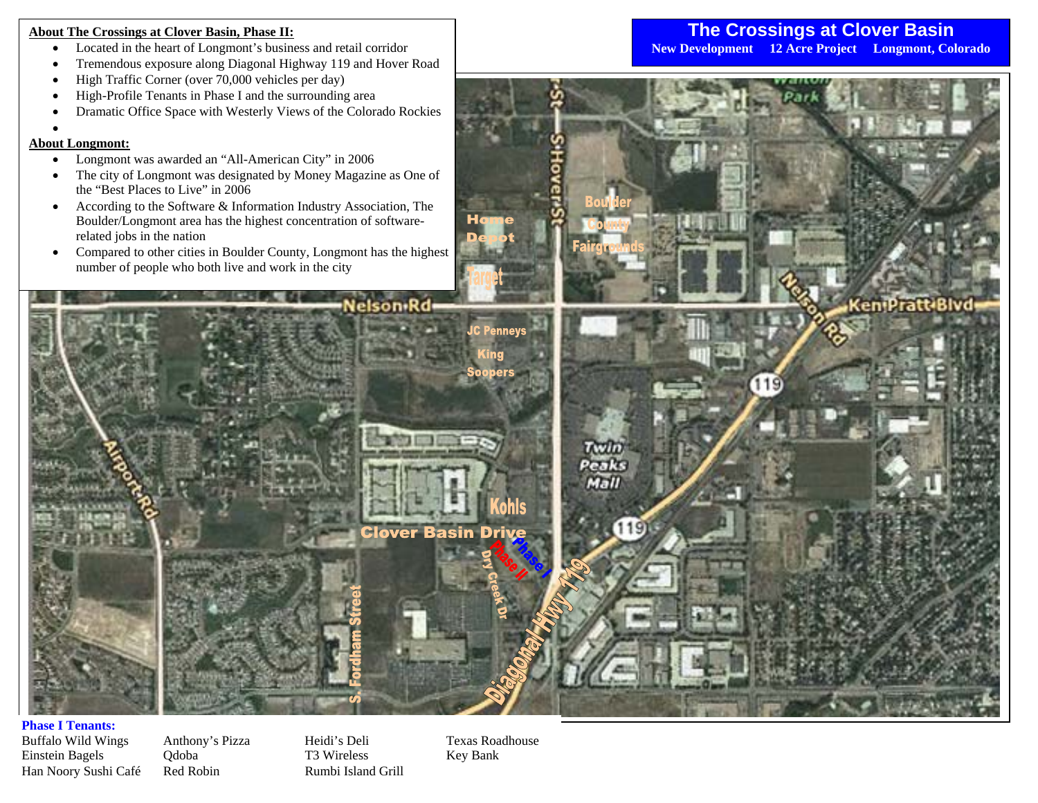# The Crossings at Clover Basin

**New Development** **12 Acre Project** **Longmont, Colorado**

**About The Crossings at Clover Basin, Phase II:**

- Located in the heart of Longmont's business and retail corridor
- Tremendous exposure along Diagonal Highway 119 and Hover Road
- High Traffic Corner (over 70,000 vehicles per day)
- High-Profile Tenants in Phase I and the surrounding area
- Dramatic Office Space with Westerly Views of the Colorado Rockies

**About Longmont:**

- Longmont was awarded an "All-American City" in 2006
- The city of Longmont was designated by Money Magazine as One of the "Best Places to Live" in 2006
- According to the Software & Information Industry Association, The Boulder/Longmont area has the highest concentration of software-related jobs in the nation
- Compared to other cities in Boulder County, Longmont has the highest number of people who both live and work in the city

S Hover St
Home Depot
Target
Boulder County Fairgrounds
Nelson Rd
Ken Pratt Blvd
JC Penneys
King Soopers
119
Twin Peaks Mall
Airport Rd
Kohls
Clover Basin Drive
Phase I
Phase II
Dry Creek Dr
Diagonal Hwy 119
S. Fordham Street

**Phase I Tenants:**

| | | | |
|---|---|---|---|
| Buffalo Wild Wings | Anthony's Pizza | Heidi's Deli | Texas Roadhouse |
| Einstein Bagels | Qdoba | T3 Wireless | Key Bank |
| Han Noory Sushi Café | Red Robin | Rumbi Island Grill | |